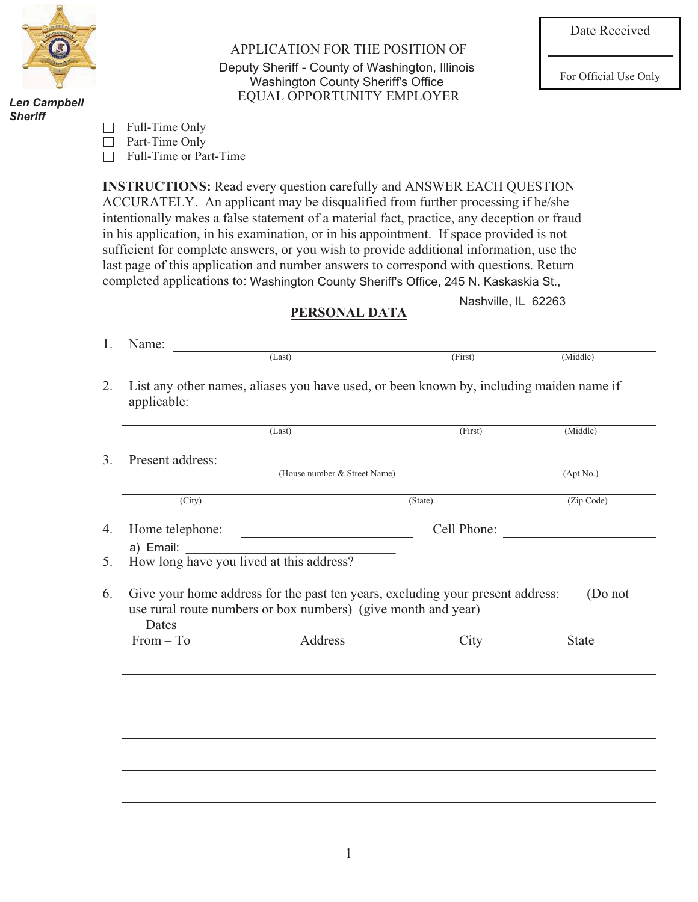**Len Campbell**
**Sheriff**

Date Received

For Official Use Only

# APPLICATION FOR THE POSITION OF

Deputy Sheriff - County of Washington, Illinois
Washington County Sheriff's Office
EQUAL OPPORTUNITY EMPLOYER

- ☐ Full-Time Only
- ☐ Part-Time Only
- ☐ Full-Time or Part-Time

**INSTRUCTIONS:** Read every question carefully and ANSWER EACH QUESTION ACCURATELY. An applicant may be disqualified from further processing if he/she intentionally makes a false statement of a material fact, practice, any deception or fraud in his application, in his examination, or in his appointment. If space provided is not sufficient for complete answers, or you wish to provide additional information, use the last page of this application and number answers to correspond with questions. Return completed applications to: Washington County Sheriff's Office, 245 N. Kaskaskia St., Nashville, IL 62263

## PERSONAL DATA

1. Name: ______________________________________________
   (Last) (First) (Middle)

2. List any other names, aliases you have used, or been known by, including maiden name if applicable:

   ______________________________________________
   (Last) (First) (Middle)

3. Present address: ______________________________________________
   (House number & Street Name) (Apt No.)

   ______________________________________________
   (City) (State) (Zip Code)

4. Home telephone: ____________________ Cell Phone: ____________________

   a) Email: ______________________________

5. How long have you lived at this address? ____________________

6. Give your home address for the past ten years, excluding your present address: (Do not use rural route numbers or box numbers) (give month and year)

| Dates From – To | Address | City | State |
|---|---|---|---|
| | | | |
| | | | |
| | | | |
| | | | |
| | | | |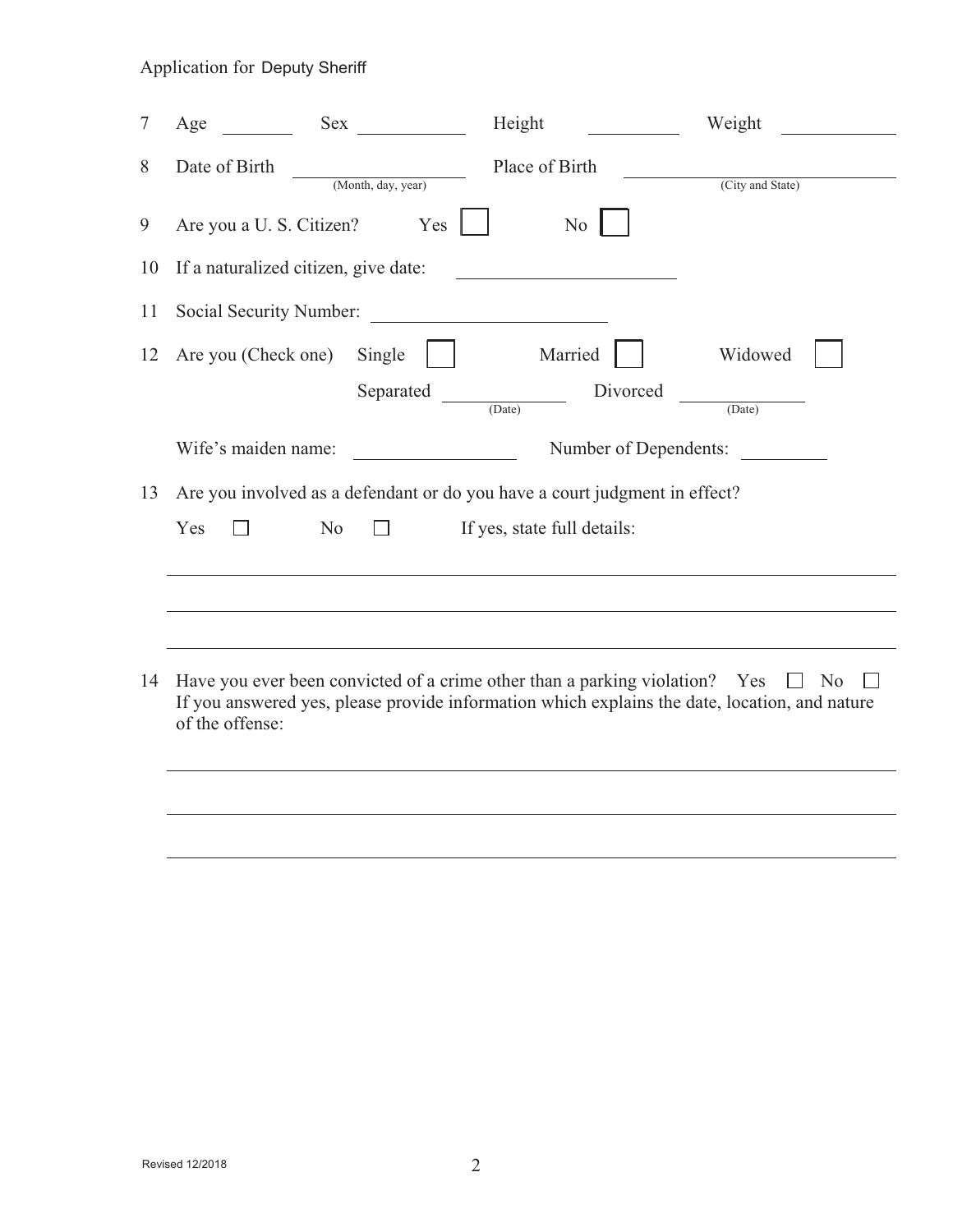Application for Deputy Sheriff

7 Age ________ Sex ____________ Height __________ Weight ____________

8 Date of Birth ____________________ (Month, day, year) Place of Birth ____________________ (City and State)

9 Are you a U. S. Citizen? Yes ☐ No ☐

10 If a naturalized citizen, give date: ____________________

11 Social Security Number: ____________________

12 Are you (Check one) Single ☐ Married ☐ Widowed ☐

Separated ____________ (Date) Divorced ____________ (Date)

Wife's maiden name: ________________ Number of Dependents: __________

13 Are you involved as a defendant or do you have a court judgment in effect?

Yes ☐ No ☐ If yes, state full details:

_______________________________________________________________

_______________________________________________________________

_______________________________________________________________

14 Have you ever been convicted of a crime other than a parking violation? Yes ☐ No ☐
If you answered yes, please provide information which explains the date, location, and nature of the offense:

_______________________________________________________________

_______________________________________________________________

_______________________________________________________________

Revised 12/2018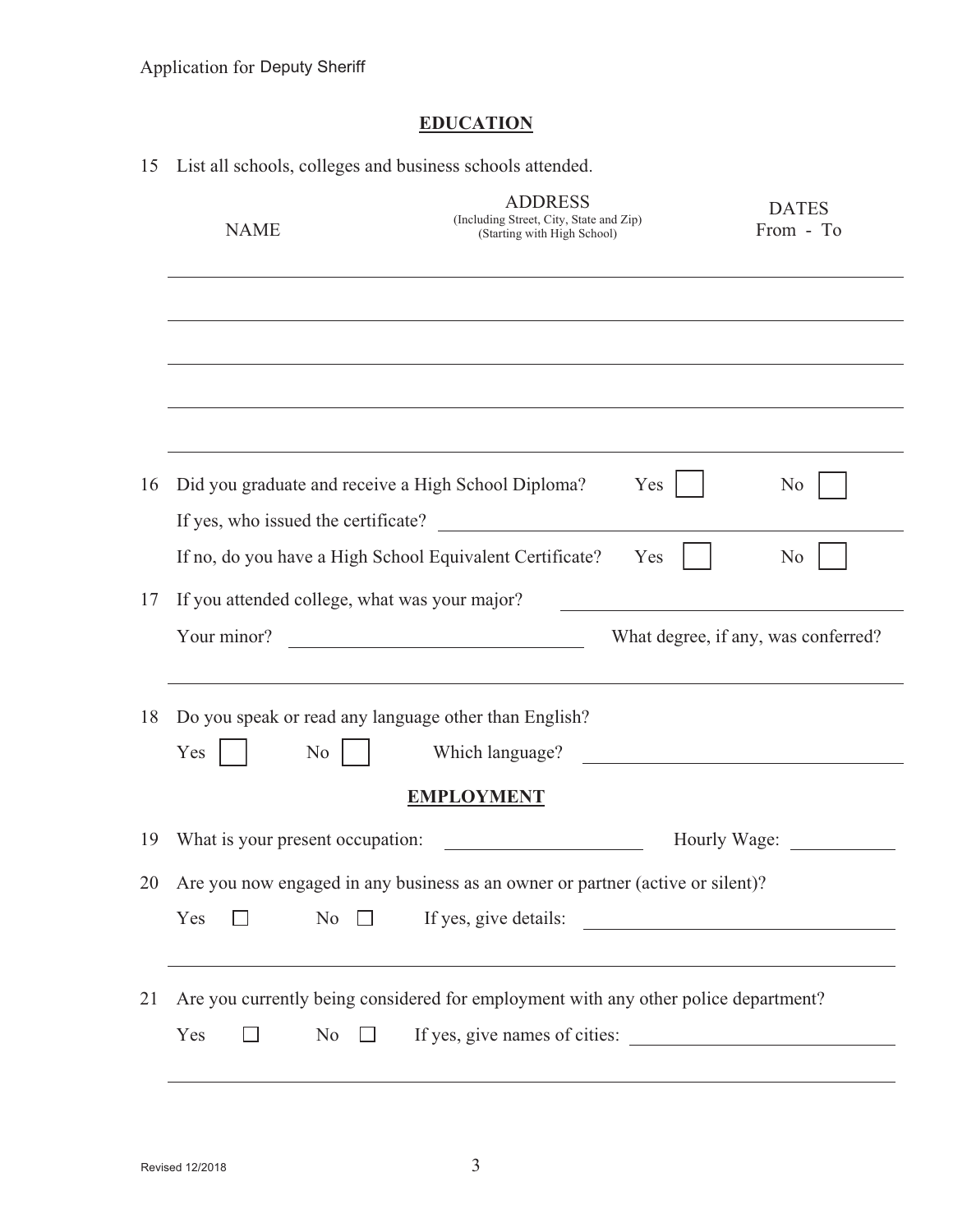Application for Deputy Sheriff

## EDUCATION

15 List all schools, colleges and business schools attended.

| NAME | ADDRESS (Including Street, City, State and Zip) (Starting with High School) | DATES From - To |
|---|---|---|
| | | |
| | | |
| | | |
| | | |

16 Did you graduate and receive a High School Diploma? Yes ☐ No ☐

If yes, who issued the certificate? ______________________

If no, do you have a High School Equivalent Certificate? Yes ☐ No ☐

17 If you attended college, what was your major? ______________________

Your minor? ______________________ What degree, if any, was conferred?

______________________

18 Do you speak or read any language other than English?

Yes ☐ No ☐ Which language? ______________________

## EMPLOYMENT

19 What is your present occupation: ______________________ Hourly Wage: __________

20 Are you now engaged in any business as an owner or partner (active or silent)?

Yes ☐ No ☐ If yes, give details: ______________________

______________________

21 Are you currently being considered for employment with any other police department?

Yes ☐ No ☐ If yes, give names of cities: ______________________

______________________

Revised 12/2018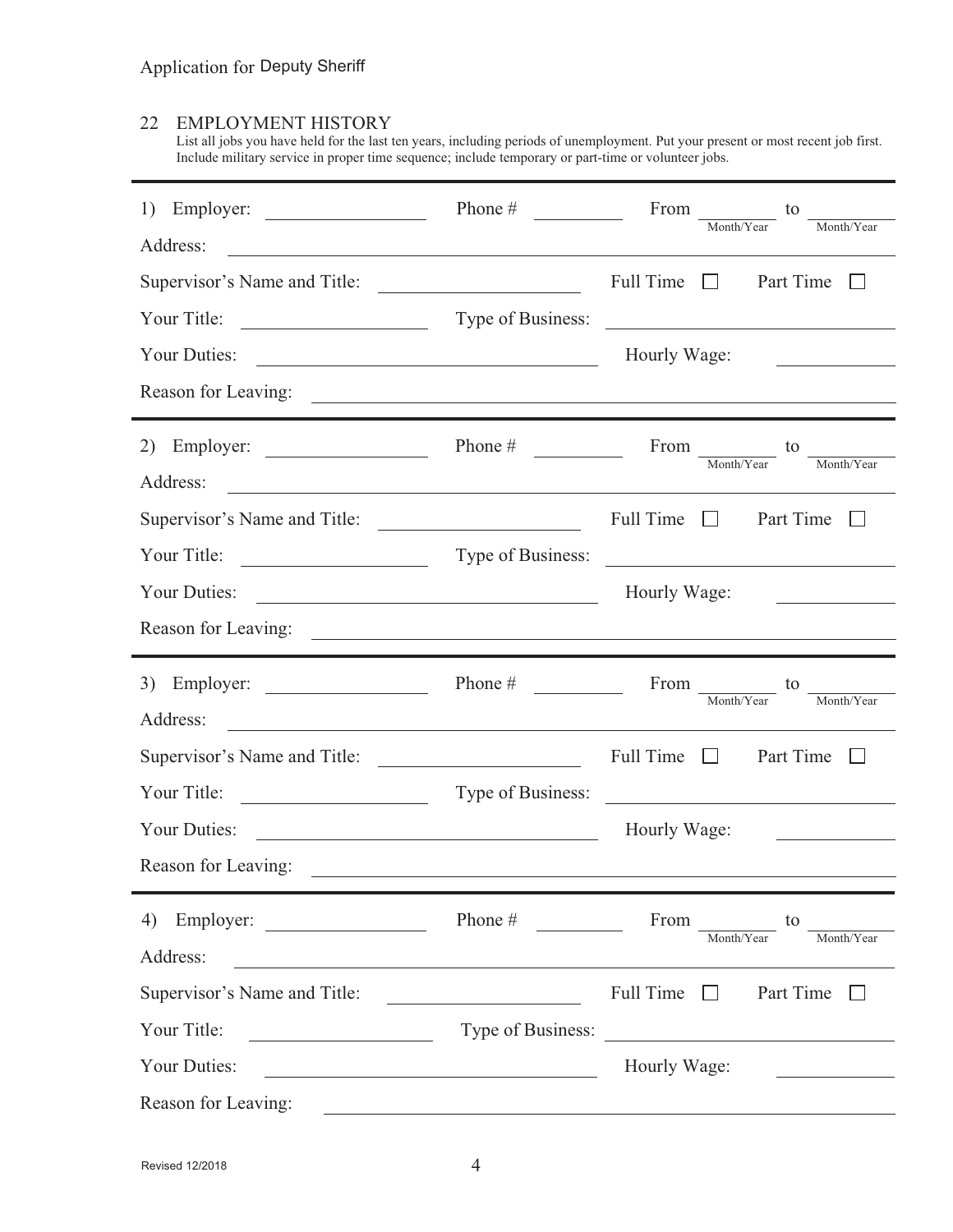Application for Deputy Sheriff

## 22 EMPLOYMENT HISTORY

List all jobs you have held for the last ten years, including periods of unemployment. Put your present or most recent job first. Include military service in proper time sequence; include temporary or part-time or volunteer jobs.

---

1) Employer: ____________ Phone # ________ From ________ to ________ (Month/Year) (Month/Year)

Address: ____________________________________________

Supervisor's Name and Title: ____________ Full Time ☐ Part Time ☐

Your Title: ____________ Type of Business: ____________

Your Duties: ____________ Hourly Wage: ________

Reason for Leaving: ____________________________________________

---

2) Employer: ____________ Phone # ________ From ________ to ________ (Month/Year) (Month/Year)

Address: ____________________________________________

Supervisor's Name and Title: ____________ Full Time ☐ Part Time ☐

Your Title: ____________ Type of Business: ____________

Your Duties: ____________ Hourly Wage: ________

Reason for Leaving: ____________________________________________

---

3) Employer: ____________ Phone # ________ From ________ to ________ (Month/Year) (Month/Year)

Address: ____________________________________________

Supervisor's Name and Title: ____________ Full Time ☐ Part Time ☐

Your Title: ____________ Type of Business: ____________

Your Duties: ____________ Hourly Wage: ________

Reason for Leaving: ____________________________________________

---

4) Employer: ____________ Phone # ________ From ________ to ________ (Month/Year) (Month/Year)

Address: ____________________________________________

Supervisor's Name and Title: ____________ Full Time ☐ Part Time ☐

Your Title: ____________ Type of Business: ____________

Your Duties: ____________ Hourly Wage: ________

Reason for Leaving: ____________________________________________

Revised 12/2018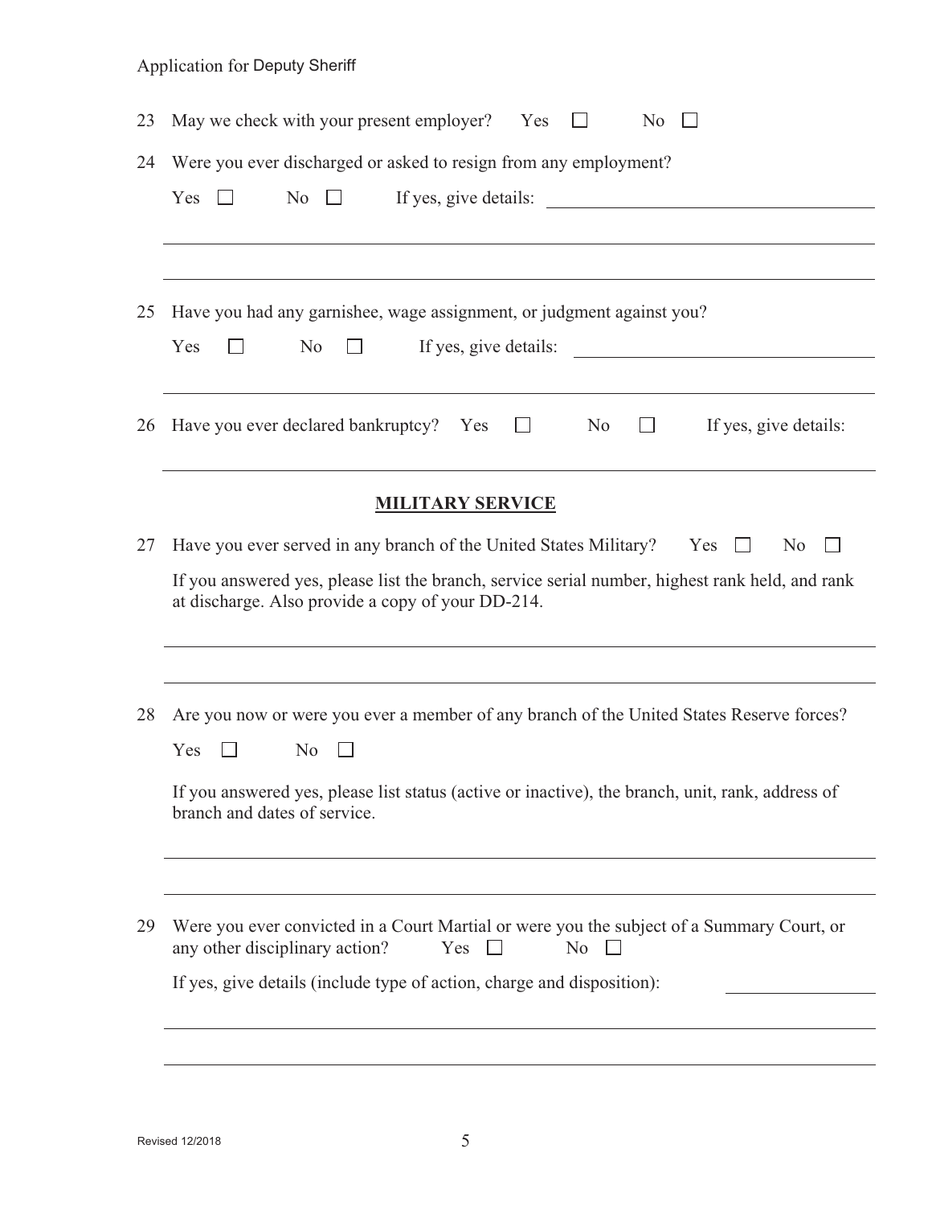23 May we check with your present employer? Yes ☐ No ☐

24 Were you ever discharged or asked to resign from any employment?

Yes ☐ No ☐ If yes, give details: ______________________________

______________________________________________________________

______________________________________________________________

25 Have you had any garnishee, wage assignment, or judgment against you?

Yes ☐ No ☐ If yes, give details: ______________________________

______________________________________________________________

26 Have you ever declared bankruptcy? Yes ☐ No ☐ If yes, give details:

______________________________________________________________

## MILITARY SERVICE

27 Have you ever served in any branch of the United States Military? Yes ☐ No ☐

If you answered yes, please list the branch, service serial number, highest rank held, and rank at discharge. Also provide a copy of your DD-214.

______________________________________________________________

______________________________________________________________

28 Are you now or were you ever a member of any branch of the United States Reserve forces?

Yes ☐ No ☐

If you answered yes, please list status (active or inactive), the branch, unit, rank, address of branch and dates of service.

______________________________________________________________

______________________________________________________________

29 Were you ever convicted in a Court Martial or were you the subject of a Summary Court, or any other disciplinary action? Yes ☐ No ☐

If yes, give details (include type of action, charge and disposition): ______________

______________________________________________________________

______________________________________________________________

Revised 12/2018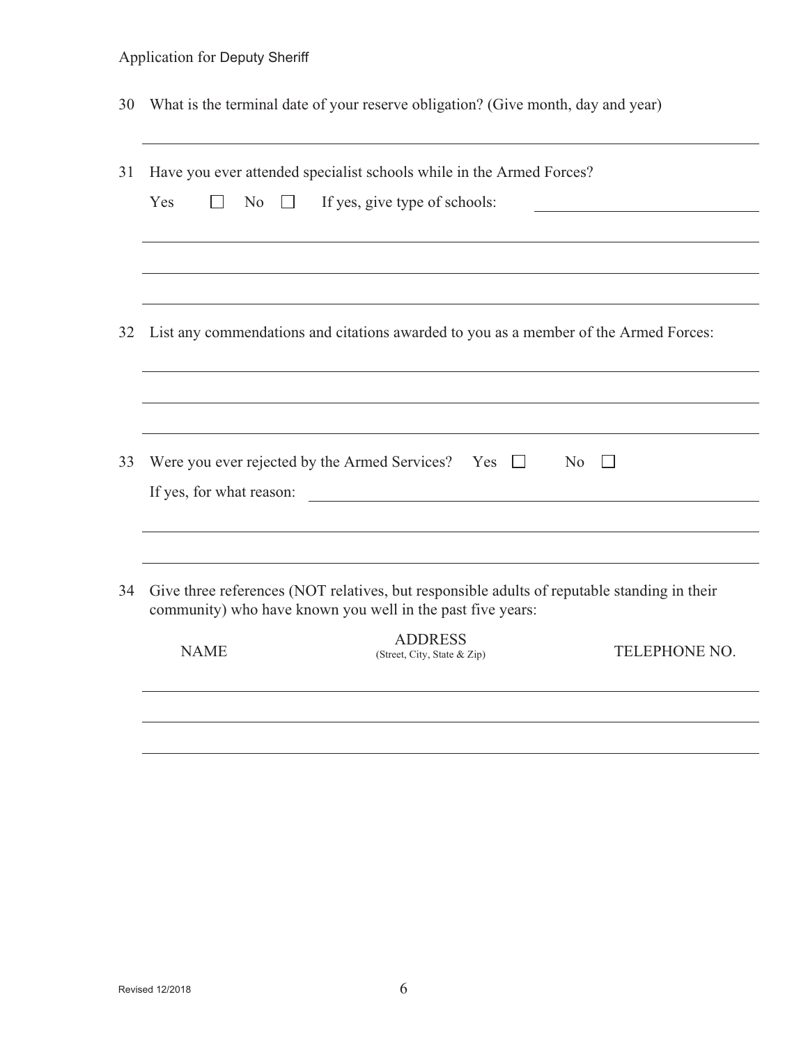30 What is the terminal date of your reserve obligation? (Give month, day and year)

\_\_\_\_\_\_\_\_\_\_\_\_\_\_\_\_\_\_\_\_\_\_\_\_\_\_\_\_\_\_\_\_\_\_\_\_\_\_\_\_\_\_\_\_\_\_\_\_\_\_\_\_\_\_\_\_\_\_\_\_

31 Have you ever attended specialist schools while in the Armed Forces?

Yes ☐ No ☐ If yes, give type of schools: \_\_\_\_\_\_\_\_\_\_\_\_\_\_\_\_\_\_\_\_\_\_\_\_

\_\_\_\_\_\_\_\_\_\_\_\_\_\_\_\_\_\_\_\_\_\_\_\_\_\_\_\_\_\_\_\_\_\_\_\_\_\_\_\_\_\_\_\_\_\_\_\_\_\_\_\_\_\_\_\_\_\_\_\_

\_\_\_\_\_\_\_\_\_\_\_\_\_\_\_\_\_\_\_\_\_\_\_\_\_\_\_\_\_\_\_\_\_\_\_\_\_\_\_\_\_\_\_\_\_\_\_\_\_\_\_\_\_\_\_\_\_\_\_\_

\_\_\_\_\_\_\_\_\_\_\_\_\_\_\_\_\_\_\_\_\_\_\_\_\_\_\_\_\_\_\_\_\_\_\_\_\_\_\_\_\_\_\_\_\_\_\_\_\_\_\_\_\_\_\_\_\_\_\_\_

32 List any commendations and citations awarded to you as a member of the Armed Forces:

\_\_\_\_\_\_\_\_\_\_\_\_\_\_\_\_\_\_\_\_\_\_\_\_\_\_\_\_\_\_\_\_\_\_\_\_\_\_\_\_\_\_\_\_\_\_\_\_\_\_\_\_\_\_\_\_\_\_\_\_

\_\_\_\_\_\_\_\_\_\_\_\_\_\_\_\_\_\_\_\_\_\_\_\_\_\_\_\_\_\_\_\_\_\_\_\_\_\_\_\_\_\_\_\_\_\_\_\_\_\_\_\_\_\_\_\_\_\_\_\_

\_\_\_\_\_\_\_\_\_\_\_\_\_\_\_\_\_\_\_\_\_\_\_\_\_\_\_\_\_\_\_\_\_\_\_\_\_\_\_\_\_\_\_\_\_\_\_\_\_\_\_\_\_\_\_\_\_\_\_\_

33 Were you ever rejected by the Armed Services? Yes ☐ No ☐

If yes, for what reason: \_\_\_\_\_\_\_\_\_\_\_\_\_\_\_\_\_\_\_\_\_\_\_\_\_\_\_\_\_\_\_\_\_\_\_\_\_\_\_\_

\_\_\_\_\_\_\_\_\_\_\_\_\_\_\_\_\_\_\_\_\_\_\_\_\_\_\_\_\_\_\_\_\_\_\_\_\_\_\_\_\_\_\_\_\_\_\_\_\_\_\_\_\_\_\_\_\_\_\_\_

\_\_\_\_\_\_\_\_\_\_\_\_\_\_\_\_\_\_\_\_\_\_\_\_\_\_\_\_\_\_\_\_\_\_\_\_\_\_\_\_\_\_\_\_\_\_\_\_\_\_\_\_\_\_\_\_\_\_\_\_

34 Give three references (NOT relatives, but responsible adults of reputable standing in their community) who have known you well in the past five years:

| NAME | ADDRESS (Street, City, State & Zip) | TELEPHONE NO. |
|---|---|---|
| | | |
| | | |
| | | |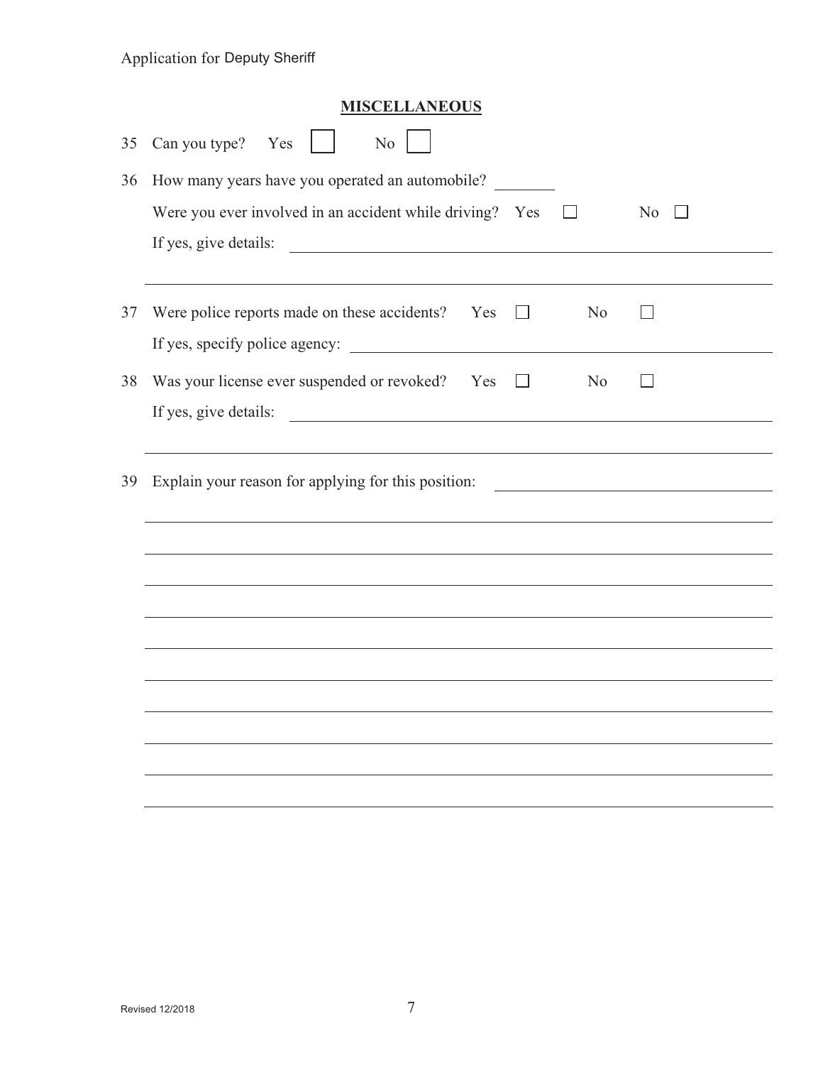## MISCELLANEOUS

35 Can you type? Yes ☐ No ☐

36 How many years have you operated an automobile? ________

Were you ever involved in an accident while driving? Yes ☐ No ☐

If yes, give details: ____________________________________________

____________________________________________

37 Were police reports made on these accidents? Yes ☐ No ☐

If yes, specify police agency: ____________________________________________

38 Was your license ever suspended or revoked? Yes ☐ No ☐

If yes, give details: ____________________________________________

____________________________________________

39 Explain your reason for applying for this position: ____________________

____________________________________________

____________________________________________

____________________________________________

____________________________________________

____________________________________________

____________________________________________

____________________________________________

____________________________________________

____________________________________________

____________________________________________

Revised 12/2018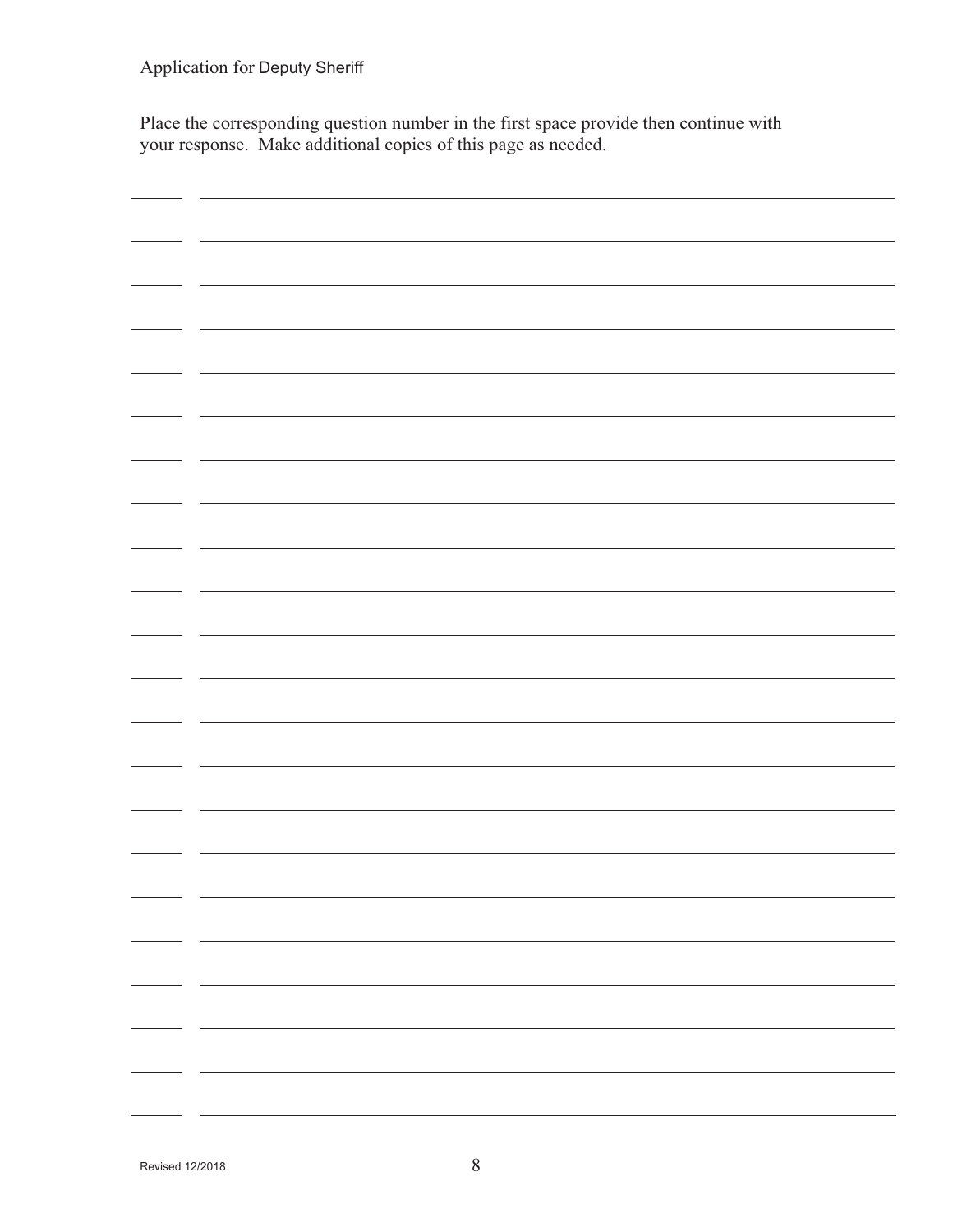Application for Deputy Sheriff

Place the corresponding question number in the first space provide then continue with your response. Make additional copies of this page as needed.

______ ____________________________________________________________________

______ ____________________________________________________________________

______ ____________________________________________________________________

______ ____________________________________________________________________

______ ____________________________________________________________________

______ ____________________________________________________________________

______ ____________________________________________________________________

______ ____________________________________________________________________

______ ____________________________________________________________________

______ ____________________________________________________________________

______ ____________________________________________________________________

______ ____________________________________________________________________

______ ____________________________________________________________________

______ ____________________________________________________________________

______ ____________________________________________________________________

______ ____________________________________________________________________

______ ____________________________________________________________________

______ ____________________________________________________________________

______ ____________________________________________________________________

______ ____________________________________________________________________

______ ____________________________________________________________________

______ ____________________________________________________________________

Revised 12/2018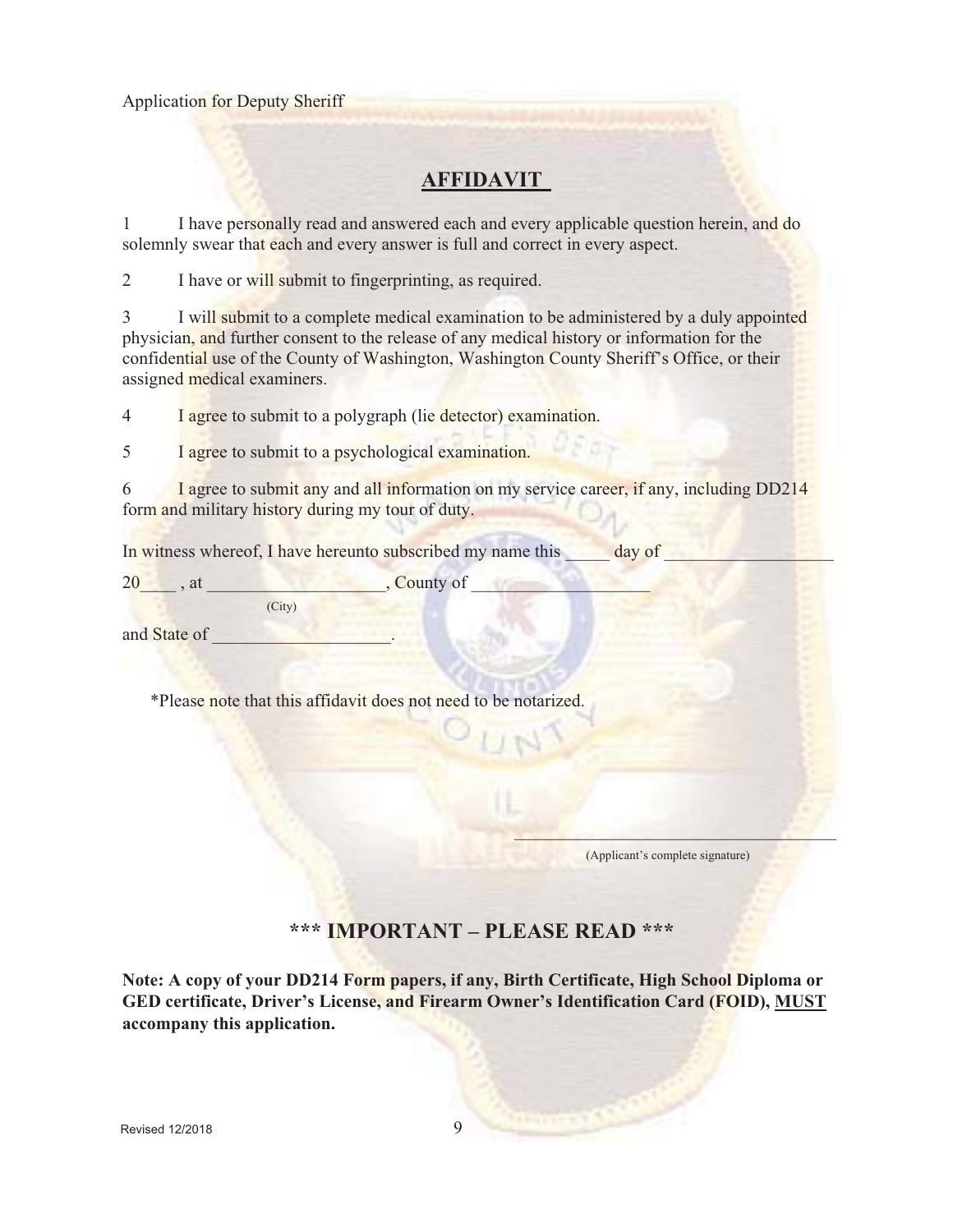Application for Deputy Sheriff

## AFFIDAVIT

1 I have personally read and answered each and every applicable question herein, and do solemnly swear that each and every answer is full and correct in every aspect.

2 I have or will submit to fingerprinting, as required.

3 I will submit to a complete medical examination to be administered by a duly appointed physician, and further consent to the release of any medical history or information for the confidential use of the County of Washington, Washington County Sheriff's Office, or their assigned medical examiners.

4 I agree to submit to a polygraph (lie detector) examination.

5 I agree to submit to a psychological examination.

6 I agree to submit any and all information on my service career, if any, including DD214 form and military history during my tour of duty.

In witness whereof, I have hereunto subscribed my name this _____ day of ___________________ 20____ , at ___________________, County of ___________________
(City)

and State of ___________________.

*Please note that this affidavit does not need to be notarized.

_______________________________________
(Applicant's complete signature)

## *** IMPORTANT – PLEASE READ ***

**Note: A copy of your DD214 Form papers, if any, Birth Certificate, High School Diploma or GED certificate, Driver's License, and Firearm Owner's Identification Card (FOID), MUST accompany this application.**

Revised 12/2018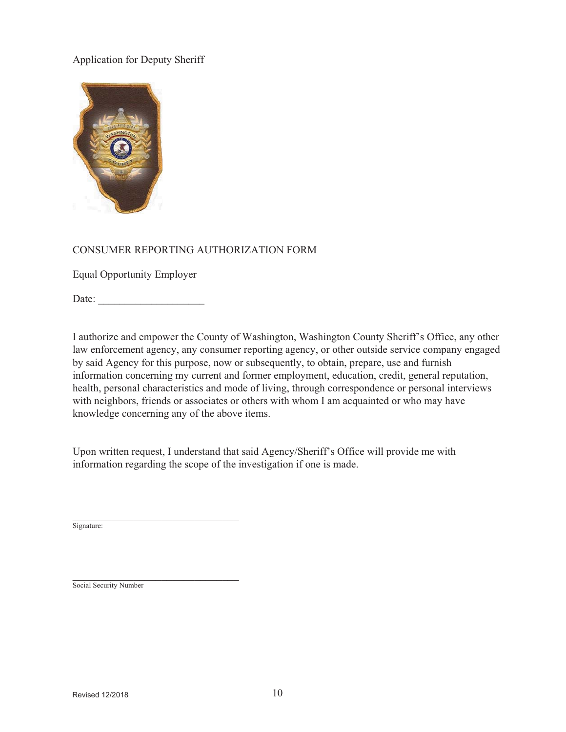Application for Deputy Sheriff

CONSUMER REPORTING AUTHORIZATION FORM

Equal Opportunity Employer

Date: ____________________

I authorize and empower the County of Washington, Washington County Sheriff's Office, any other law enforcement agency, any consumer reporting agency, or other outside service company engaged by said Agency for this purpose, now or subsequently, to obtain, prepare, use and furnish information concerning my current and former employment, education, credit, general reputation, health, personal characteristics and mode of living, through correspondence or personal interviews with neighbors, friends or associates or others with whom I am acquainted or who may have knowledge concerning any of the above items.

Upon written request, I understand that said Agency/Sheriff's Office will provide me with information regarding the scope of the investigation if one is made.

_____________________________________
Signature:

_____________________________________
Social Security Number

Revised 12/2018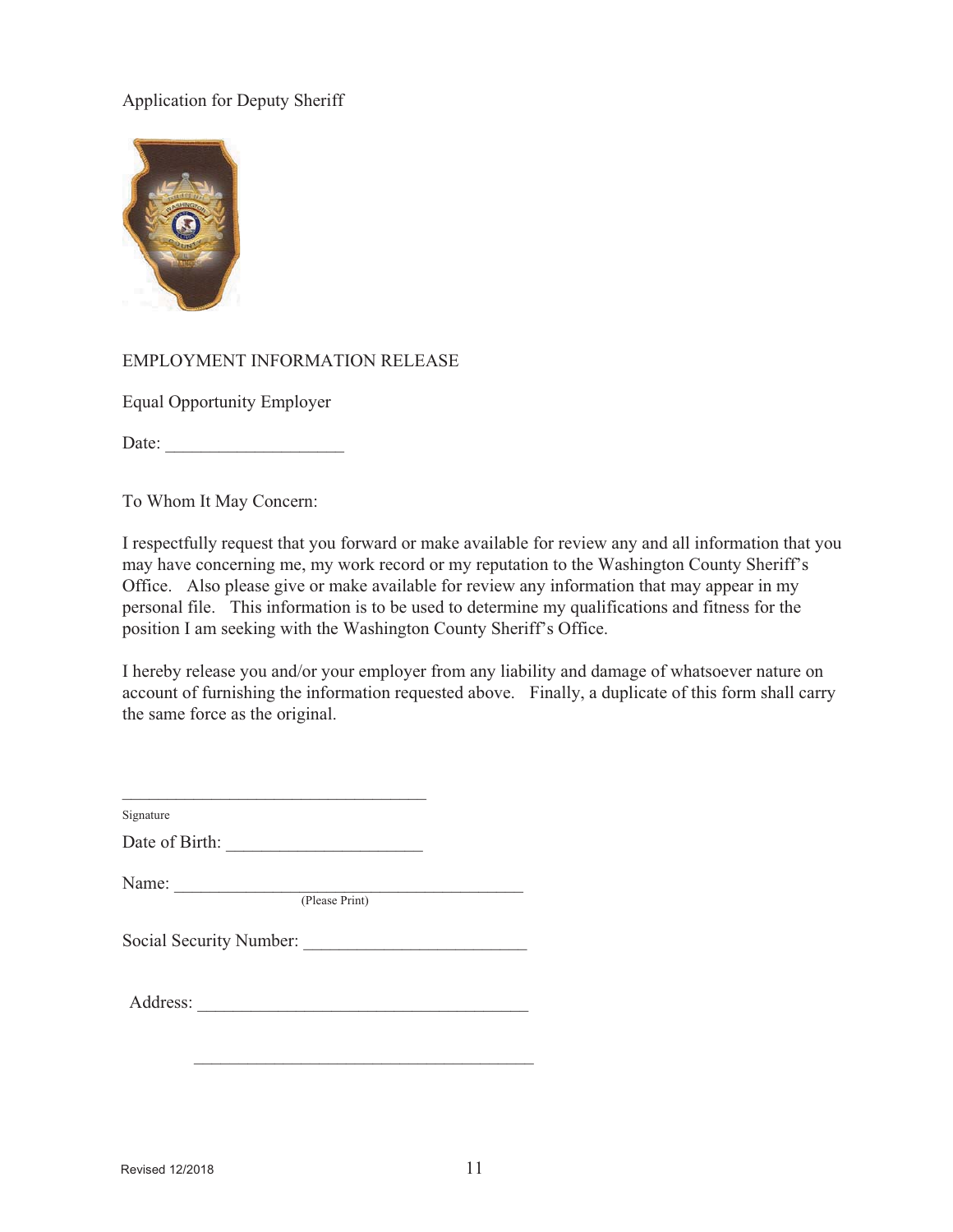Application for Deputy Sheriff

EMPLOYMENT INFORMATION RELEASE

Equal Opportunity Employer

Date: ____________________

To Whom It May Concern:

I respectfully request that you forward or make available for review any and all information that you may have concerning me, my work record or my reputation to the Washington County Sheriff's Office. Also please give or make available for review any information that may appear in my personal file. This information is to be used to determine my qualifications and fitness for the position I am seeking with the Washington County Sheriff's Office.

I hereby release you and/or your employer from any liability and damage of whatsoever nature on account of furnishing the information requested above. Finally, a duplicate of this form shall carry the same force as the original.

___________________________________
Signature

Date of Birth: ______________________

Name: ________________________________________
(Please Print)

Social Security Number: _________________________

Address: ______________________________________

______________________________________

Revised 12/2018